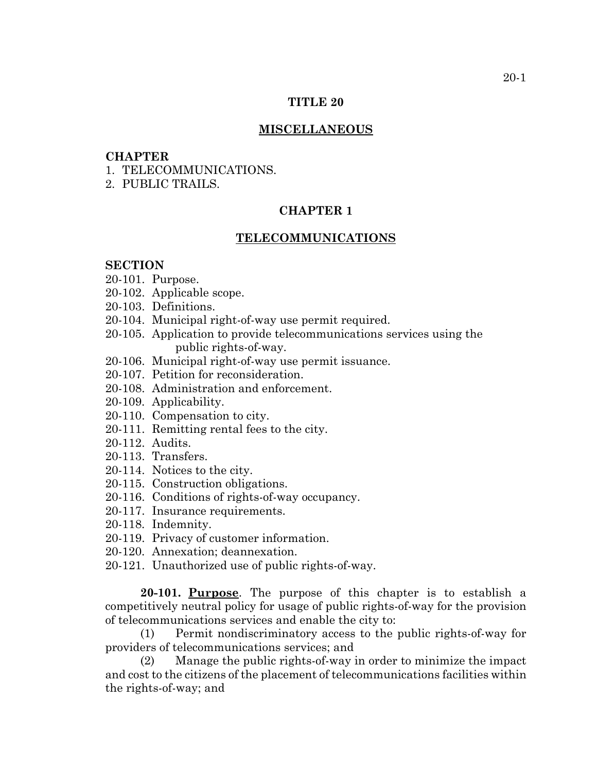# TITLE 20

## MISCELLANEOUS

**CHAPTER**
1. TELECOMMUNICATIONS.
2. PUBLIC TRAILS.

## CHAPTER 1

## TELECOMMUNICATIONS

**SECTION**
20-101. Purpose.
20-102. Applicable scope.
20-103. Definitions.
20-104. Municipal right-of-way use permit required.
20-105. Application to provide telecommunications services using the public rights-of-way.
20-106. Municipal right-of-way use permit issuance.
20-107. Petition for reconsideration.
20-108. Administration and enforcement.
20-109. Applicability.
20-110. Compensation to city.
20-111. Remitting rental fees to the city.
20-112. Audits.
20-113. Transfers.
20-114. Notices to the city.
20-115. Construction obligations.
20-116. Conditions of rights-of-way occupancy.
20-117. Insurance requirements.
20-118. Indemnity.
20-119. Privacy of customer information.
20-120. Annexation; deannexation.
20-121. Unauthorized use of public rights-of-way.

**20-101. Purpose**. The purpose of this chapter is to establish a competitively neutral policy for usage of public rights-of-way for the provision of telecommunications services and enable the city to:

(1) Permit nondiscriminatory access to the public rights-of-way for providers of telecommunications services; and

(2) Manage the public rights-of-way in order to minimize the impact and cost to the citizens of the placement of telecommunications facilities within the rights-of-way; and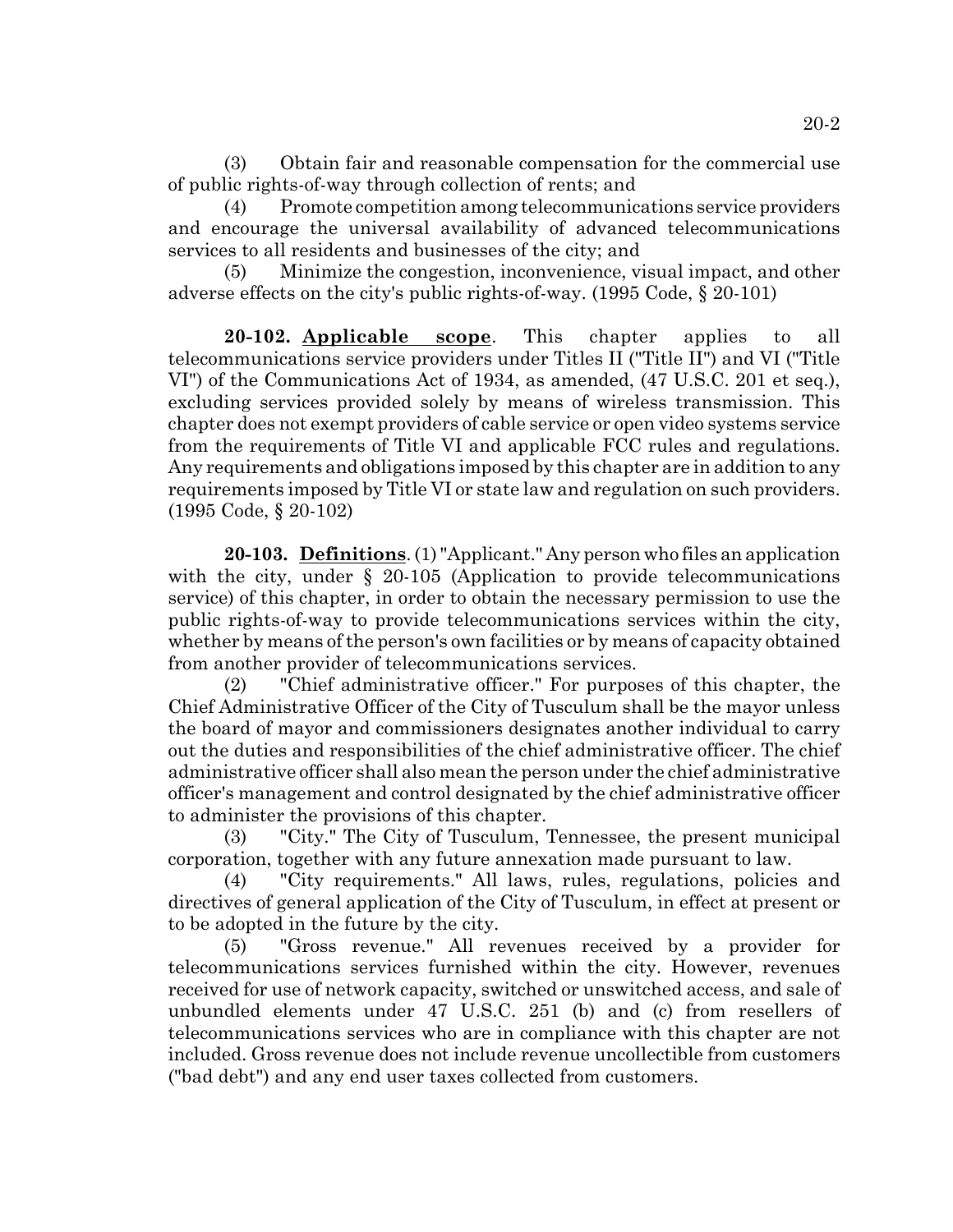(3) Obtain fair and reasonable compensation for the commercial use of public rights-of-way through collection of rents; and

(4) Promote competition among telecommunications service providers and encourage the universal availability of advanced telecommunications services to all residents and businesses of the city; and

(5) Minimize the congestion, inconvenience, visual impact, and other adverse effects on the city's public rights-of-way. (1995 Code, § 20-101)

**20-102. Applicable scope**. This chapter applies to all telecommunications service providers under Titles II ("Title II") and VI ("Title VI") of the Communications Act of 1934, as amended, (47 U.S.C. 201 et seq.), excluding services provided solely by means of wireless transmission. This chapter does not exempt providers of cable service or open video systems service from the requirements of Title VI and applicable FCC rules and regulations. Any requirements and obligations imposed by this chapter are in addition to any requirements imposed by Title VI or state law and regulation on such providers. (1995 Code, § 20-102)

**20-103. Definitions**. (1) "Applicant." Any person who files an application with the city, under § 20-105 (Application to provide telecommunications service) of this chapter, in order to obtain the necessary permission to use the public rights-of-way to provide telecommunications services within the city, whether by means of the person's own facilities or by means of capacity obtained from another provider of telecommunications services.

(2) "Chief administrative officer." For purposes of this chapter, the Chief Administrative Officer of the City of Tusculum shall be the mayor unless the board of mayor and commissioners designates another individual to carry out the duties and responsibilities of the chief administrative officer. The chief administrative officer shall also mean the person under the chief administrative officer's management and control designated by the chief administrative officer to administer the provisions of this chapter.

(3) "City." The City of Tusculum, Tennessee, the present municipal corporation, together with any future annexation made pursuant to law.

(4) "City requirements." All laws, rules, regulations, policies and directives of general application of the City of Tusculum, in effect at present or to be adopted in the future by the city.

(5) "Gross revenue." All revenues received by a provider for telecommunications services furnished within the city. However, revenues received for use of network capacity, switched or unswitched access, and sale of unbundled elements under 47 U.S.C. 251 (b) and (c) from resellers of telecommunications services who are in compliance with this chapter are not included. Gross revenue does not include revenue uncollectible from customers ("bad debt") and any end user taxes collected from customers.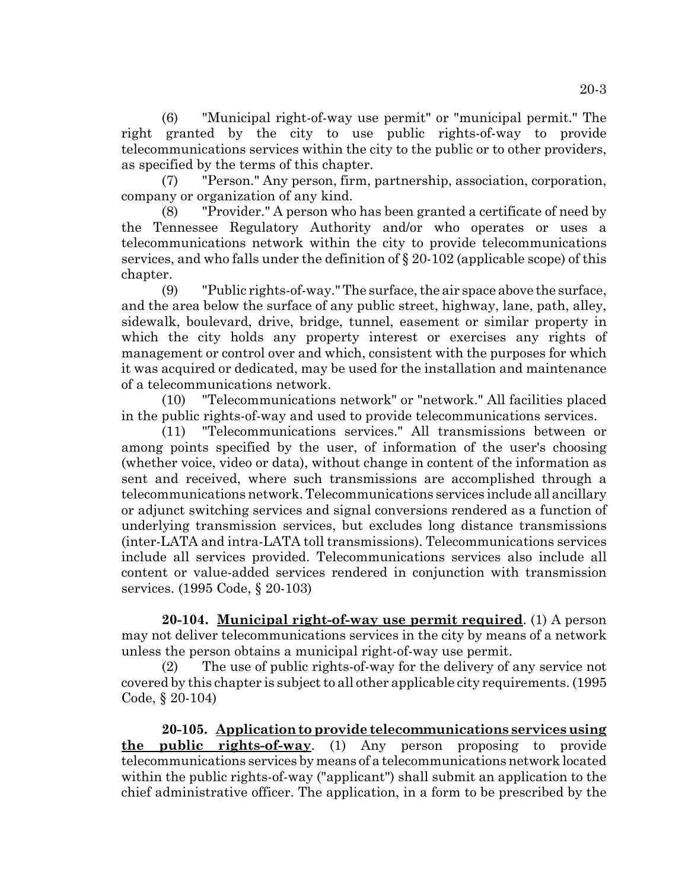(6) "Municipal right-of-way use permit" or "municipal permit." The right granted by the city to use public rights-of-way to provide telecommunications services within the city to the public or to other providers, as specified by the terms of this chapter.

(7) "Person." Any person, firm, partnership, association, corporation, company or organization of any kind.

(8) "Provider." A person who has been granted a certificate of need by the Tennessee Regulatory Authority and/or who operates or uses a telecommunications network within the city to provide telecommunications services, and who falls under the definition of § 20-102 (applicable scope) of this chapter.

(9) "Public rights-of-way." The surface, the air space above the surface, and the area below the surface of any public street, highway, lane, path, alley, sidewalk, boulevard, drive, bridge, tunnel, easement or similar property in which the city holds any property interest or exercises any rights of management or control over and which, consistent with the purposes for which it was acquired or dedicated, may be used for the installation and maintenance of a telecommunications network.

(10) "Telecommunications network" or "network." All facilities placed in the public rights-of-way and used to provide telecommunications services.

(11) "Telecommunications services." All transmissions between or among points specified by the user, of information of the user's choosing (whether voice, video or data), without change in content of the information as sent and received, where such transmissions are accomplished through a telecommunications network. Telecommunications services include all ancillary or adjunct switching services and signal conversions rendered as a function of underlying transmission services, but excludes long distance transmissions (inter-LATA and intra-LATA toll transmissions). Telecommunications services include all services provided. Telecommunications services also include all content or value-added services rendered in conjunction with transmission services. (1995 Code, § 20-103)

**20-104. Municipal right-of-way use permit required**. (1) A person may not deliver telecommunications services in the city by means of a network unless the person obtains a municipal right-of-way use permit.

(2) The use of public rights-of-way for the delivery of any service not covered by this chapter is subject to all other applicable city requirements. (1995 Code, § 20-104)

**20-105. Application to provide telecommunications services using the public rights-of-way**. (1) Any person proposing to provide telecommunications services by means of a telecommunications network located within the public rights-of-way ("applicant") shall submit an application to the chief administrative officer. The application, in a form to be prescribed by the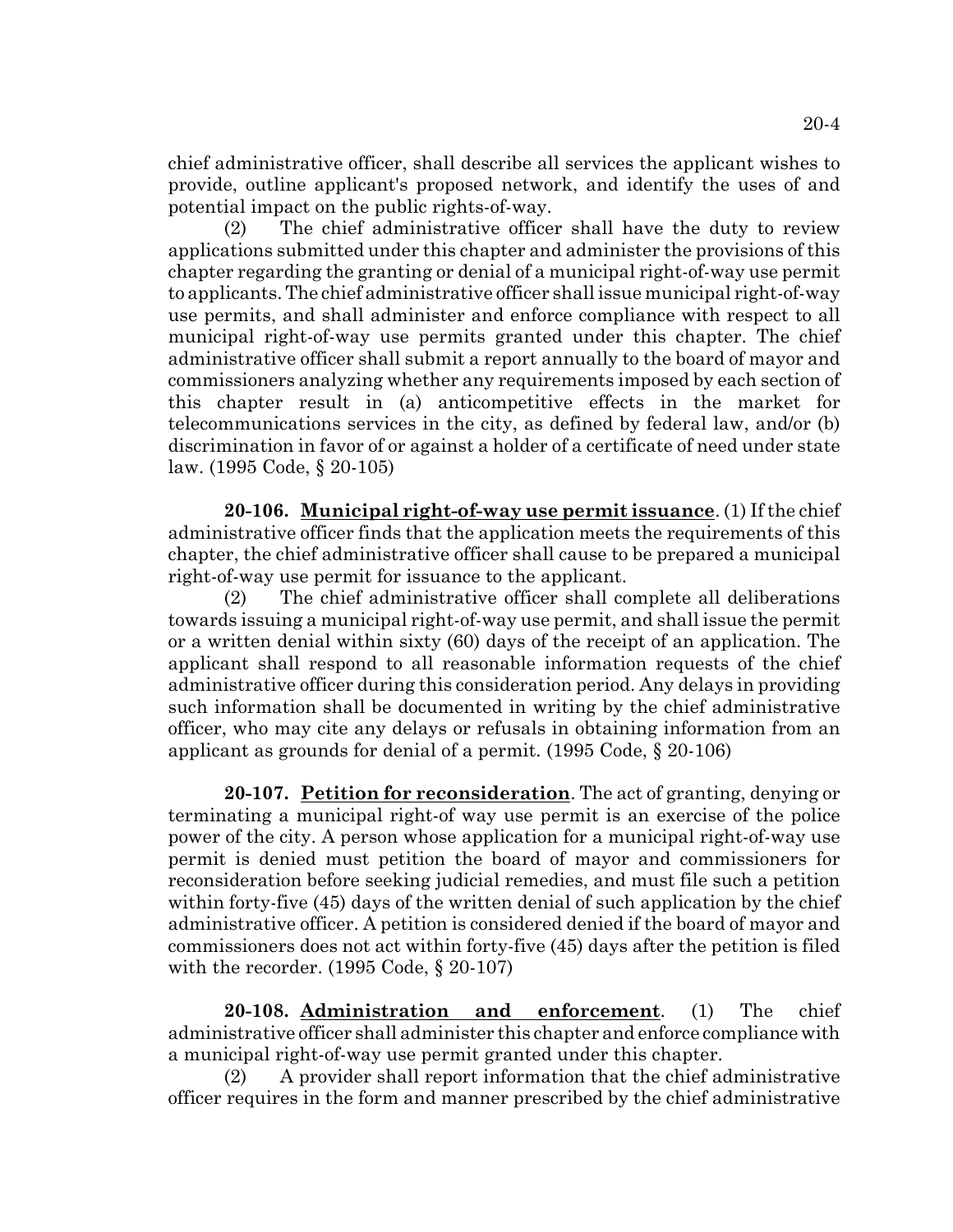chief administrative officer, shall describe all services the applicant wishes to provide, outline applicant's proposed network, and identify the uses of and potential impact on the public rights-of-way.

(2) The chief administrative officer shall have the duty to review applications submitted under this chapter and administer the provisions of this chapter regarding the granting or denial of a municipal right-of-way use permit to applicants. The chief administrative officer shall issue municipal right-of-way use permits, and shall administer and enforce compliance with respect to all municipal right-of-way use permits granted under this chapter. The chief administrative officer shall submit a report annually to the board of mayor and commissioners analyzing whether any requirements imposed by each section of this chapter result in (a) anticompetitive effects in the market for telecommunications services in the city, as defined by federal law, and/or (b) discrimination in favor of or against a holder of a certificate of need under state law. (1995 Code, § 20-105)

**20-106. Municipal right-of-way use permit issuance**. (1) If the chief administrative officer finds that the application meets the requirements of this chapter, the chief administrative officer shall cause to be prepared a municipal right-of-way use permit for issuance to the applicant.

(2) The chief administrative officer shall complete all deliberations towards issuing a municipal right-of-way use permit, and shall issue the permit or a written denial within sixty (60) days of the receipt of an application. The applicant shall respond to all reasonable information requests of the chief administrative officer during this consideration period. Any delays in providing such information shall be documented in writing by the chief administrative officer, who may cite any delays or refusals in obtaining information from an applicant as grounds for denial of a permit. (1995 Code, § 20-106)

**20-107. Petition for reconsideration**. The act of granting, denying or terminating a municipal right-of way use permit is an exercise of the police power of the city. A person whose application for a municipal right-of-way use permit is denied must petition the board of mayor and commissioners for reconsideration before seeking judicial remedies, and must file such a petition within forty-five (45) days of the written denial of such application by the chief administrative officer. A petition is considered denied if the board of mayor and commissioners does not act within forty-five (45) days after the petition is filed with the recorder. (1995 Code, § 20-107)

**20-108. Administration and enforcement**. (1) The chief administrative officer shall administer this chapter and enforce compliance with a municipal right-of-way use permit granted under this chapter.

(2) A provider shall report information that the chief administrative officer requires in the form and manner prescribed by the chief administrative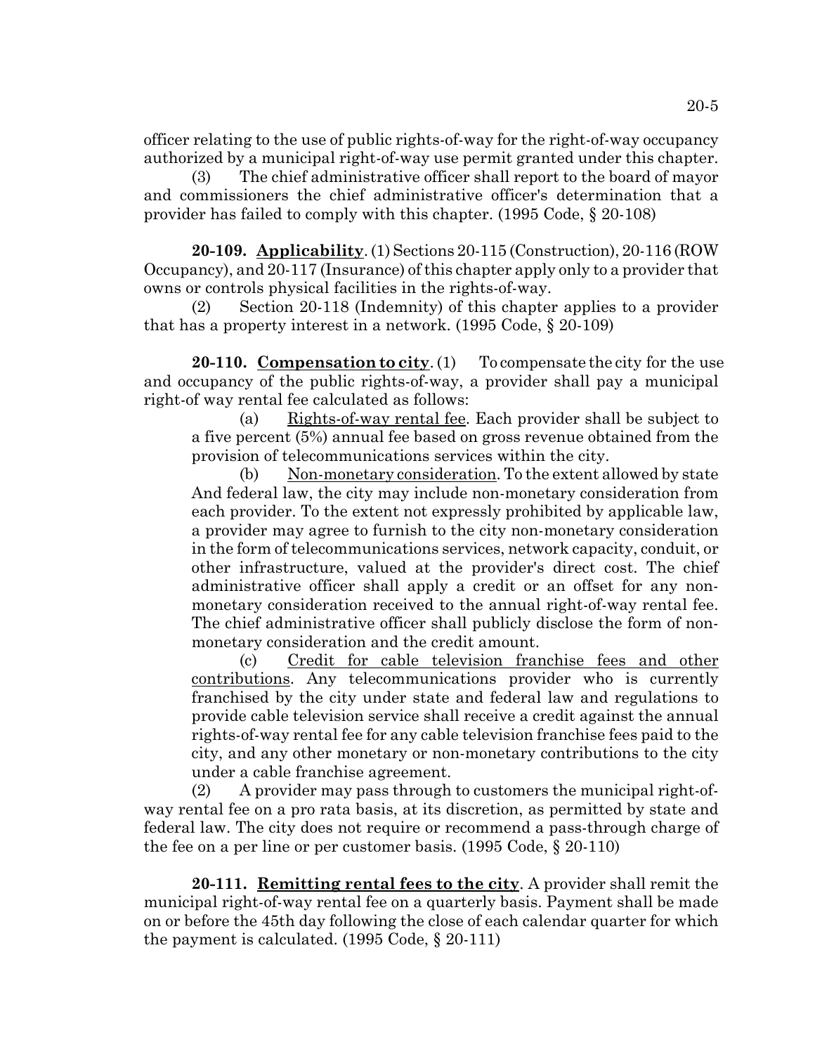officer relating to the use of public rights-of-way for the right-of-way occupancy authorized by a municipal right-of-way use permit granted under this chapter.

(3) The chief administrative officer shall report to the board of mayor and commissioners the chief administrative officer's determination that a provider has failed to comply with this chapter. (1995 Code, § 20-108)

**20-109. Applicability**. (1) Sections 20-115 (Construction), 20-116 (ROW Occupancy), and 20-117 (Insurance) of this chapter apply only to a provider that owns or controls physical facilities in the rights-of-way.

(2) Section 20-118 (Indemnity) of this chapter applies to a provider that has a property interest in a network. (1995 Code, § 20-109)

**20-110. Compensation to city**. (1) To compensate the city for the use and occupancy of the public rights-of-way, a provider shall pay a municipal right-of way rental fee calculated as follows:

(a) Rights-of-way rental fee. Each provider shall be subject to a five percent (5%) annual fee based on gross revenue obtained from the provision of telecommunications services within the city.

(b) Non-monetary consideration. To the extent allowed by state And federal law, the city may include non-monetary consideration from each provider. To the extent not expressly prohibited by applicable law, a provider may agree to furnish to the city non-monetary consideration in the form of telecommunications services, network capacity, conduit, or other infrastructure, valued at the provider's direct cost. The chief administrative officer shall apply a credit or an offset for any non-monetary consideration received to the annual right-of-way rental fee. The chief administrative officer shall publicly disclose the form of non-monetary consideration and the credit amount.

(c) Credit for cable television franchise fees and other contributions. Any telecommunications provider who is currently franchised by the city under state and federal law and regulations to provide cable television service shall receive a credit against the annual rights-of-way rental fee for any cable television franchise fees paid to the city, and any other monetary or non-monetary contributions to the city under a cable franchise agreement.

(2) A provider may pass through to customers the municipal right-of-way rental fee on a pro rata basis, at its discretion, as permitted by state and federal law. The city does not require or recommend a pass-through charge of the fee on a per line or per customer basis. (1995 Code, § 20-110)

**20-111. Remitting rental fees to the city**. A provider shall remit the municipal right-of-way rental fee on a quarterly basis. Payment shall be made on or before the 45th day following the close of each calendar quarter for which the payment is calculated. (1995 Code, § 20-111)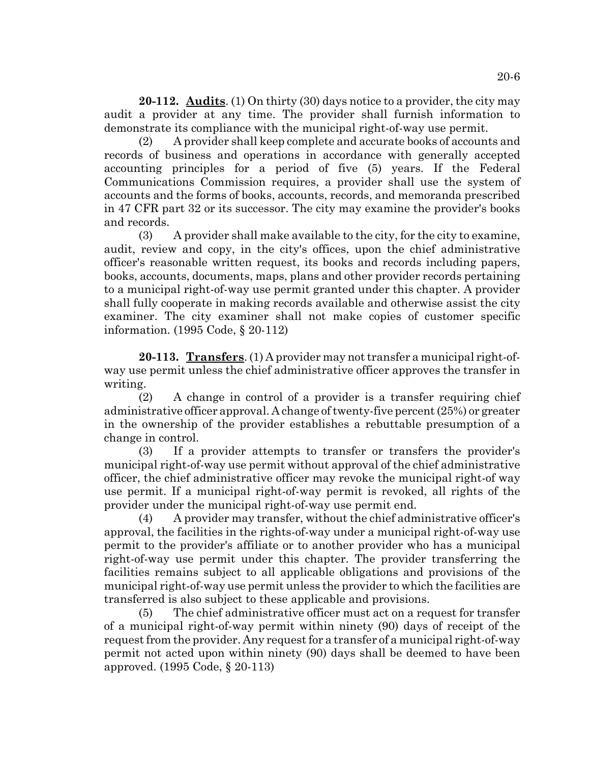**20-112. Audits**. (1) On thirty (30) days notice to a provider, the city may audit a provider at any time. The provider shall furnish information to demonstrate its compliance with the municipal right-of-way use permit.

(2) A provider shall keep complete and accurate books of accounts and records of business and operations in accordance with generally accepted accounting principles for a period of five (5) years. If the Federal Communications Commission requires, a provider shall use the system of accounts and the forms of books, accounts, records, and memoranda prescribed in 47 CFR part 32 or its successor. The city may examine the provider's books and records.

(3) A provider shall make available to the city, for the city to examine, audit, review and copy, in the city's offices, upon the chief administrative officer's reasonable written request, its books and records including papers, books, accounts, documents, maps, plans and other provider records pertaining to a municipal right-of-way use permit granted under this chapter. A provider shall fully cooperate in making records available and otherwise assist the city examiner. The city examiner shall not make copies of customer specific information. (1995 Code, § 20-112)

**20-113. Transfers**. (1) A provider may not transfer a municipal right-of-way use permit unless the chief administrative officer approves the transfer in writing.

(2) A change in control of a provider is a transfer requiring chief administrative officer approval. A change of twenty-five percent (25%) or greater in the ownership of the provider establishes a rebuttable presumption of a change in control.

(3) If a provider attempts to transfer or transfers the provider's municipal right-of-way use permit without approval of the chief administrative officer, the chief administrative officer may revoke the municipal right-of way use permit. If a municipal right-of-way permit is revoked, all rights of the provider under the municipal right-of-way use permit end.

(4) A provider may transfer, without the chief administrative officer's approval, the facilities in the rights-of-way under a municipal right-of-way use permit to the provider's affiliate or to another provider who has a municipal right-of-way use permit under this chapter. The provider transferring the facilities remains subject to all applicable obligations and provisions of the municipal right-of-way use permit unless the provider to which the facilities are transferred is also subject to these applicable and provisions.

(5) The chief administrative officer must act on a request for transfer of a municipal right-of-way permit within ninety (90) days of receipt of the request from the provider. Any request for a transfer of a municipal right-of-way permit not acted upon within ninety (90) days shall be deemed to have been approved. (1995 Code, § 20-113)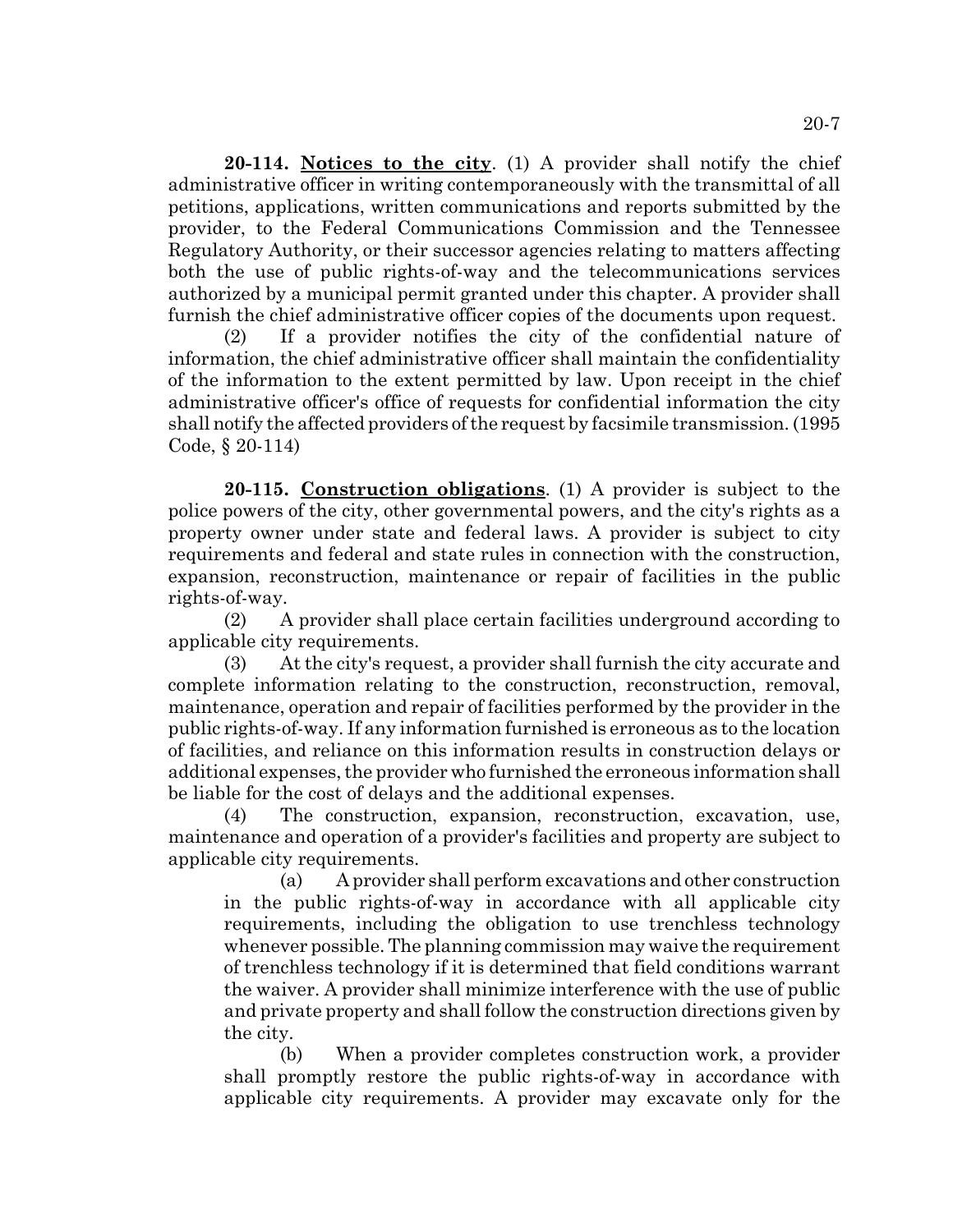**20-114. Notices to the city**. (1) A provider shall notify the chief administrative officer in writing contemporaneously with the transmittal of all petitions, applications, written communications and reports submitted by the provider, to the Federal Communications Commission and the Tennessee Regulatory Authority, or their successor agencies relating to matters affecting both the use of public rights-of-way and the telecommunications services authorized by a municipal permit granted under this chapter. A provider shall furnish the chief administrative officer copies of the documents upon request.

(2) If a provider notifies the city of the confidential nature of information, the chief administrative officer shall maintain the confidentiality of the information to the extent permitted by law. Upon receipt in the chief administrative officer's office of requests for confidential information the city shall notify the affected providers of the request by facsimile transmission. (1995 Code, § 20-114)

**20-115. Construction obligations**. (1) A provider is subject to the police powers of the city, other governmental powers, and the city's rights as a property owner under state and federal laws. A provider is subject to city requirements and federal and state rules in connection with the construction, expansion, reconstruction, maintenance or repair of facilities in the public rights-of-way.

(2) A provider shall place certain facilities underground according to applicable city requirements.

(3) At the city's request, a provider shall furnish the city accurate and complete information relating to the construction, reconstruction, removal, maintenance, operation and repair of facilities performed by the provider in the public rights-of-way. If any information furnished is erroneous as to the location of facilities, and reliance on this information results in construction delays or additional expenses, the provider who furnished the erroneous information shall be liable for the cost of delays and the additional expenses.

(4) The construction, expansion, reconstruction, excavation, use, maintenance and operation of a provider's facilities and property are subject to applicable city requirements.

(a) A provider shall perform excavations and other construction in the public rights-of-way in accordance with all applicable city requirements, including the obligation to use trenchless technology whenever possible. The planning commission may waive the requirement of trenchless technology if it is determined that field conditions warrant the waiver. A provider shall minimize interference with the use of public and private property and shall follow the construction directions given by the city.

(b) When a provider completes construction work, a provider shall promptly restore the public rights-of-way in accordance with applicable city requirements. A provider may excavate only for the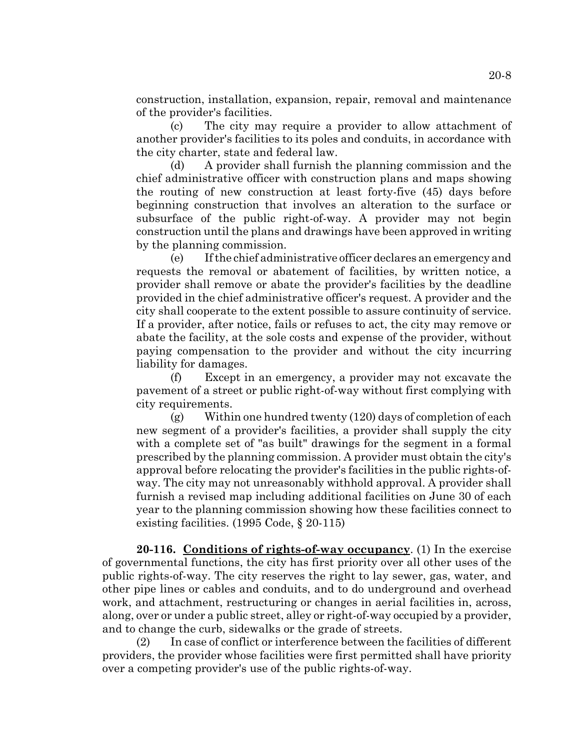construction, installation, expansion, repair, removal and maintenance of the provider's facilities.

(c) The city may require a provider to allow attachment of another provider's facilities to its poles and conduits, in accordance with the city charter, state and federal law.

(d) A provider shall furnish the planning commission and the chief administrative officer with construction plans and maps showing the routing of new construction at least forty-five (45) days before beginning construction that involves an alteration to the surface or subsurface of the public right-of-way. A provider may not begin construction until the plans and drawings have been approved in writing by the planning commission.

(e) If the chief administrative officer declares an emergency and requests the removal or abatement of facilities, by written notice, a provider shall remove or abate the provider's facilities by the deadline provided in the chief administrative officer's request. A provider and the city shall cooperate to the extent possible to assure continuity of service. If a provider, after notice, fails or refuses to act, the city may remove or abate the facility, at the sole costs and expense of the provider, without paying compensation to the provider and without the city incurring liability for damages.

(f) Except in an emergency, a provider may not excavate the pavement of a street or public right-of-way without first complying with city requirements.

(g) Within one hundred twenty (120) days of completion of each new segment of a provider's facilities, a provider shall supply the city with a complete set of "as built" drawings for the segment in a formal prescribed by the planning commission. A provider must obtain the city's approval before relocating the provider's facilities in the public rights-of-way. The city may not unreasonably withhold approval. A provider shall furnish a revised map including additional facilities on June 30 of each year to the planning commission showing how these facilities connect to existing facilities. (1995 Code, § 20-115)

**20-116. Conditions of rights-of-way occupancy**. (1) In the exercise of governmental functions, the city has first priority over all other uses of the public rights-of-way. The city reserves the right to lay sewer, gas, water, and other pipe lines or cables and conduits, and to do underground and overhead work, and attachment, restructuring or changes in aerial facilities in, across, along, over or under a public street, alley or right-of-way occupied by a provider, and to change the curb, sidewalks or the grade of streets.

(2) In case of conflict or interference between the facilities of different providers, the provider whose facilities were first permitted shall have priority over a competing provider's use of the public rights-of-way.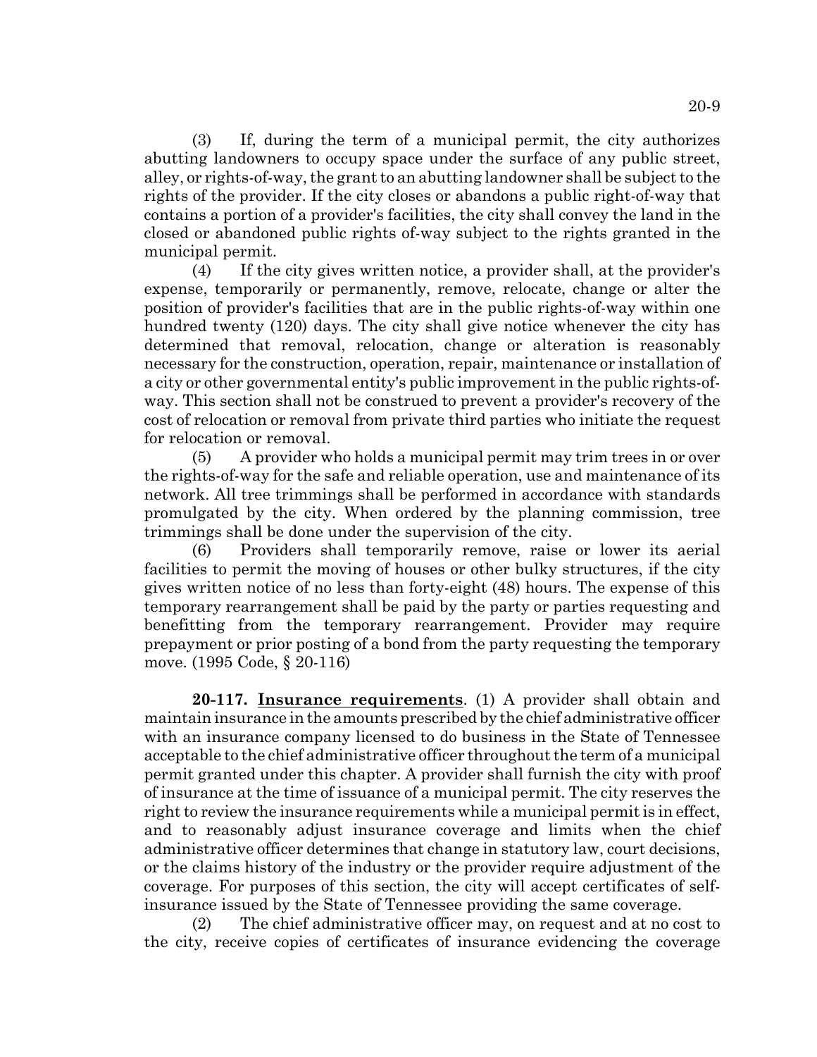(3) If, during the term of a municipal permit, the city authorizes abutting landowners to occupy space under the surface of any public street, alley, or rights-of-way, the grant to an abutting landowner shall be subject to the rights of the provider. If the city closes or abandons a public right-of-way that contains a portion of a provider's facilities, the city shall convey the land in the closed or abandoned public rights of-way subject to the rights granted in the municipal permit.

(4) If the city gives written notice, a provider shall, at the provider's expense, temporarily or permanently, remove, relocate, change or alter the position of provider's facilities that are in the public rights-of-way within one hundred twenty (120) days. The city shall give notice whenever the city has determined that removal, relocation, change or alteration is reasonably necessary for the construction, operation, repair, maintenance or installation of a city or other governmental entity's public improvement in the public rights-of-way. This section shall not be construed to prevent a provider's recovery of the cost of relocation or removal from private third parties who initiate the request for relocation or removal.

(5) A provider who holds a municipal permit may trim trees in or over the rights-of-way for the safe and reliable operation, use and maintenance of its network. All tree trimmings shall be performed in accordance with standards promulgated by the city. When ordered by the planning commission, tree trimmings shall be done under the supervision of the city.

(6) Providers shall temporarily remove, raise or lower its aerial facilities to permit the moving of houses or other bulky structures, if the city gives written notice of no less than forty-eight (48) hours. The expense of this temporary rearrangement shall be paid by the party or parties requesting and benefitting from the temporary rearrangement. Provider may require prepayment or prior posting of a bond from the party requesting the temporary move. (1995 Code, § 20-116)

**20-117. <u>Insurance requirements</u>**. (1) A provider shall obtain and maintain insurance in the amounts prescribed by the chief administrative officer with an insurance company licensed to do business in the State of Tennessee acceptable to the chief administrative officer throughout the term of a municipal permit granted under this chapter. A provider shall furnish the city with proof of insurance at the time of issuance of a municipal permit. The city reserves the right to review the insurance requirements while a municipal permit is in effect, and to reasonably adjust insurance coverage and limits when the chief administrative officer determines that change in statutory law, court decisions, or the claims history of the industry or the provider require adjustment of the coverage. For purposes of this section, the city will accept certificates of self-insurance issued by the State of Tennessee providing the same coverage.

(2) The chief administrative officer may, on request and at no cost to the city, receive copies of certificates of insurance evidencing the coverage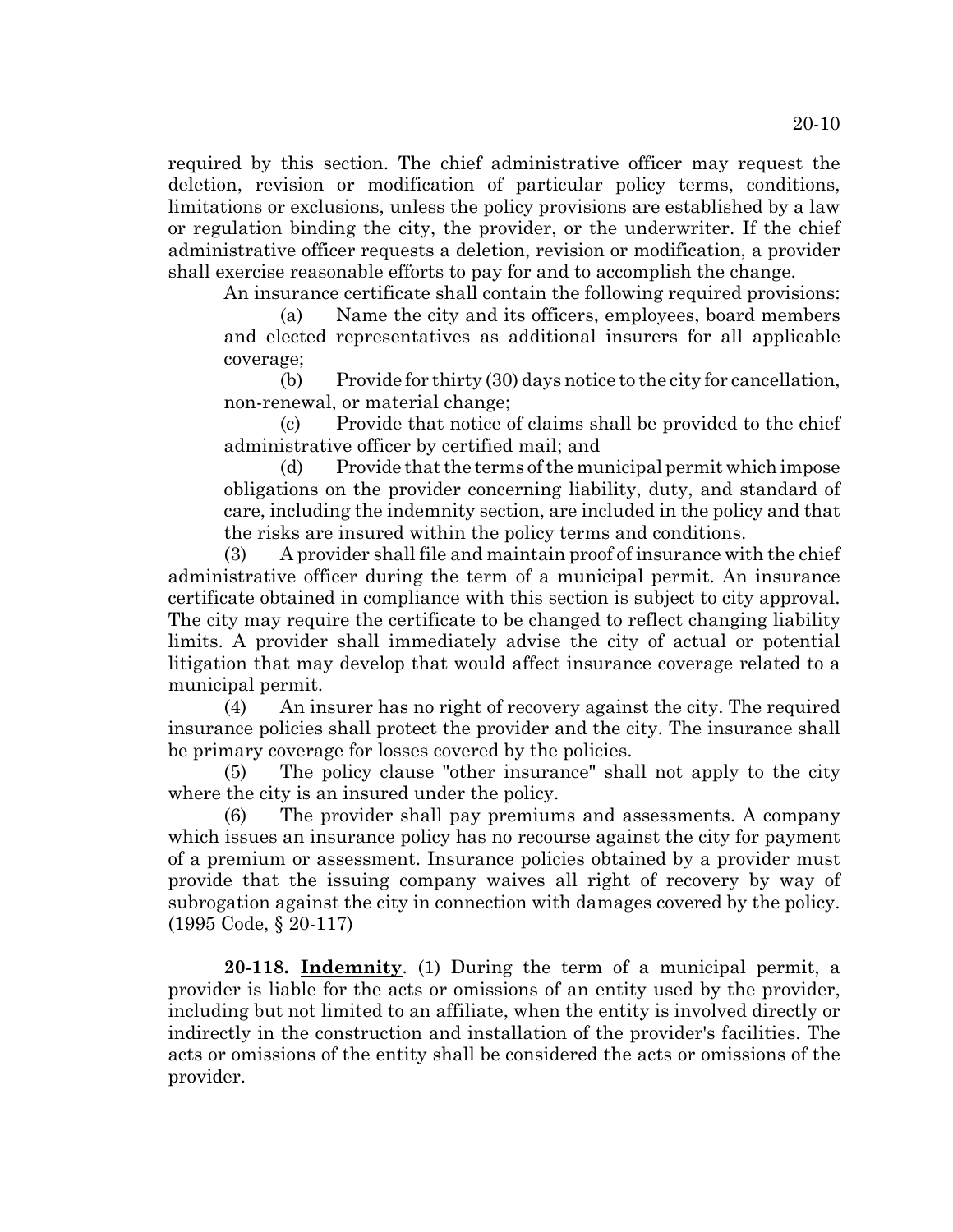required by this section. The chief administrative officer may request the deletion, revision or modification of particular policy terms, conditions, limitations or exclusions, unless the policy provisions are established by a law or regulation binding the city, the provider, or the underwriter. If the chief administrative officer requests a deletion, revision or modification, a provider shall exercise reasonable efforts to pay for and to accomplish the change.

An insurance certificate shall contain the following required provisions:

(a) Name the city and its officers, employees, board members and elected representatives as additional insurers for all applicable coverage;

(b) Provide for thirty (30) days notice to the city for cancellation, non-renewal, or material change;

(c) Provide that notice of claims shall be provided to the chief administrative officer by certified mail; and

(d) Provide that the terms of the municipal permit which impose obligations on the provider concerning liability, duty, and standard of care, including the indemnity section, are included in the policy and that the risks are insured within the policy terms and conditions.

(3) A provider shall file and maintain proof of insurance with the chief administrative officer during the term of a municipal permit. An insurance certificate obtained in compliance with this section is subject to city approval. The city may require the certificate to be changed to reflect changing liability limits. A provider shall immediately advise the city of actual or potential litigation that may develop that would affect insurance coverage related to a municipal permit.

(4) An insurer has no right of recovery against the city. The required insurance policies shall protect the provider and the city. The insurance shall be primary coverage for losses covered by the policies.

(5) The policy clause "other insurance" shall not apply to the city where the city is an insured under the policy.

(6) The provider shall pay premiums and assessments. A company which issues an insurance policy has no recourse against the city for payment of a premium or assessment. Insurance policies obtained by a provider must provide that the issuing company waives all right of recovery by way of subrogation against the city in connection with damages covered by the policy. (1995 Code, § 20-117)

**20-118. Indemnity**. (1) During the term of a municipal permit, a provider is liable for the acts or omissions of an entity used by the provider, including but not limited to an affiliate, when the entity is involved directly or indirectly in the construction and installation of the provider's facilities. The acts or omissions of the entity shall be considered the acts or omissions of the provider.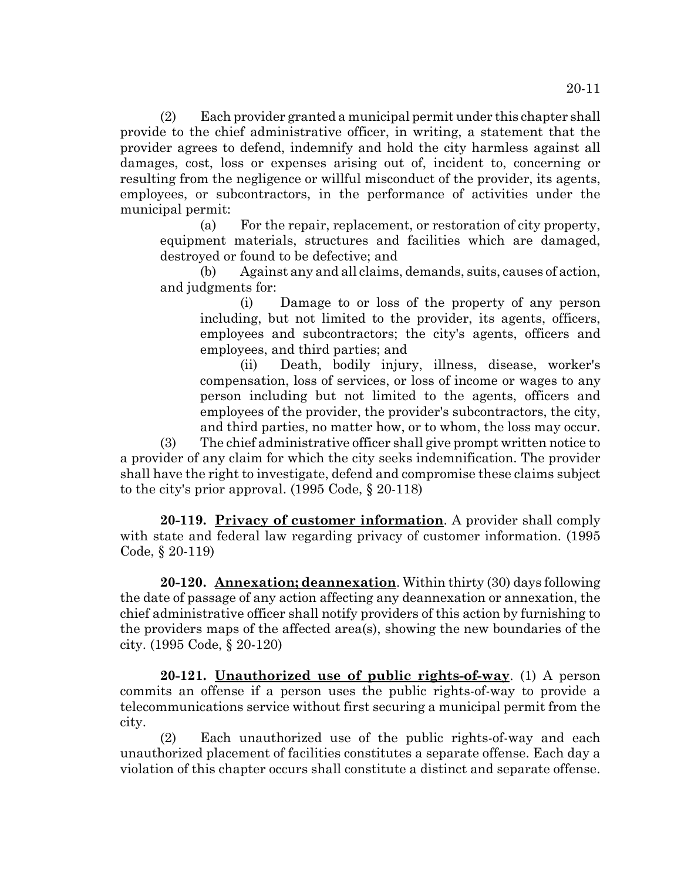(2) Each provider granted a municipal permit under this chapter shall provide to the chief administrative officer, in writing, a statement that the provider agrees to defend, indemnify and hold the city harmless against all damages, cost, loss or expenses arising out of, incident to, concerning or resulting from the negligence or willful misconduct of the provider, its agents, employees, or subcontractors, in the performance of activities under the municipal permit:

(a) For the repair, replacement, or restoration of city property, equipment materials, structures and facilities which are damaged, destroyed or found to be defective; and

(b) Against any and all claims, demands, suits, causes of action, and judgments for:

(i) Damage to or loss of the property of any person including, but not limited to the provider, its agents, officers, employees and subcontractors; the city's agents, officers and employees, and third parties; and

(ii) Death, bodily injury, illness, disease, worker's compensation, loss of services, or loss of income or wages to any person including but not limited to the agents, officers and employees of the provider, the provider's subcontractors, the city, and third parties, no matter how, or to whom, the loss may occur.

(3) The chief administrative officer shall give prompt written notice to a provider of any claim for which the city seeks indemnification. The provider shall have the right to investigate, defend and compromise these claims subject to the city's prior approval. (1995 Code, § 20-118)

**20-119. Privacy of customer information**. A provider shall comply with state and federal law regarding privacy of customer information. (1995 Code, § 20-119)

**20-120. Annexation; deannexation**. Within thirty (30) days following the date of passage of any action affecting any deannexation or annexation, the chief administrative officer shall notify providers of this action by furnishing to the providers maps of the affected area(s), showing the new boundaries of the city. (1995 Code, § 20-120)

**20-121. Unauthorized use of public rights-of-way**. (1) A person commits an offense if a person uses the public rights-of-way to provide a telecommunications service without first securing a municipal permit from the city.

(2) Each unauthorized use of the public rights-of-way and each unauthorized placement of facilities constitutes a separate offense. Each day a violation of this chapter occurs shall constitute a distinct and separate offense.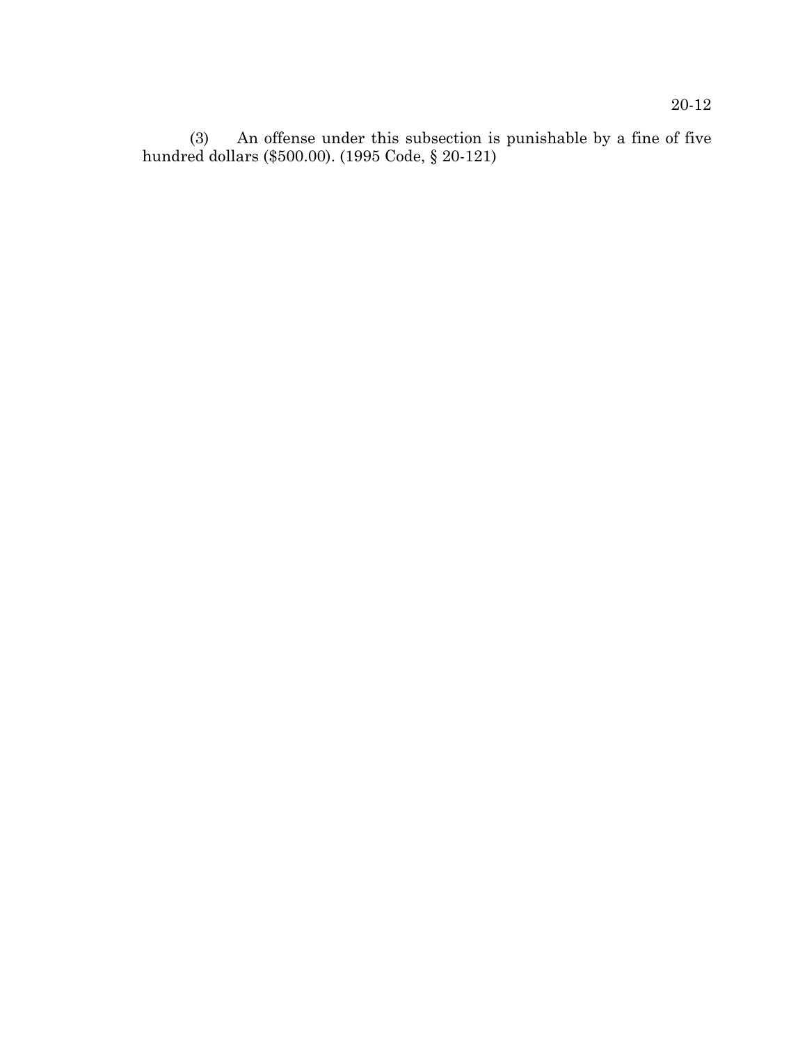(3) An offense under this subsection is punishable by a fine of five hundred dollars ($500.00). (1995 Code, § 20-121)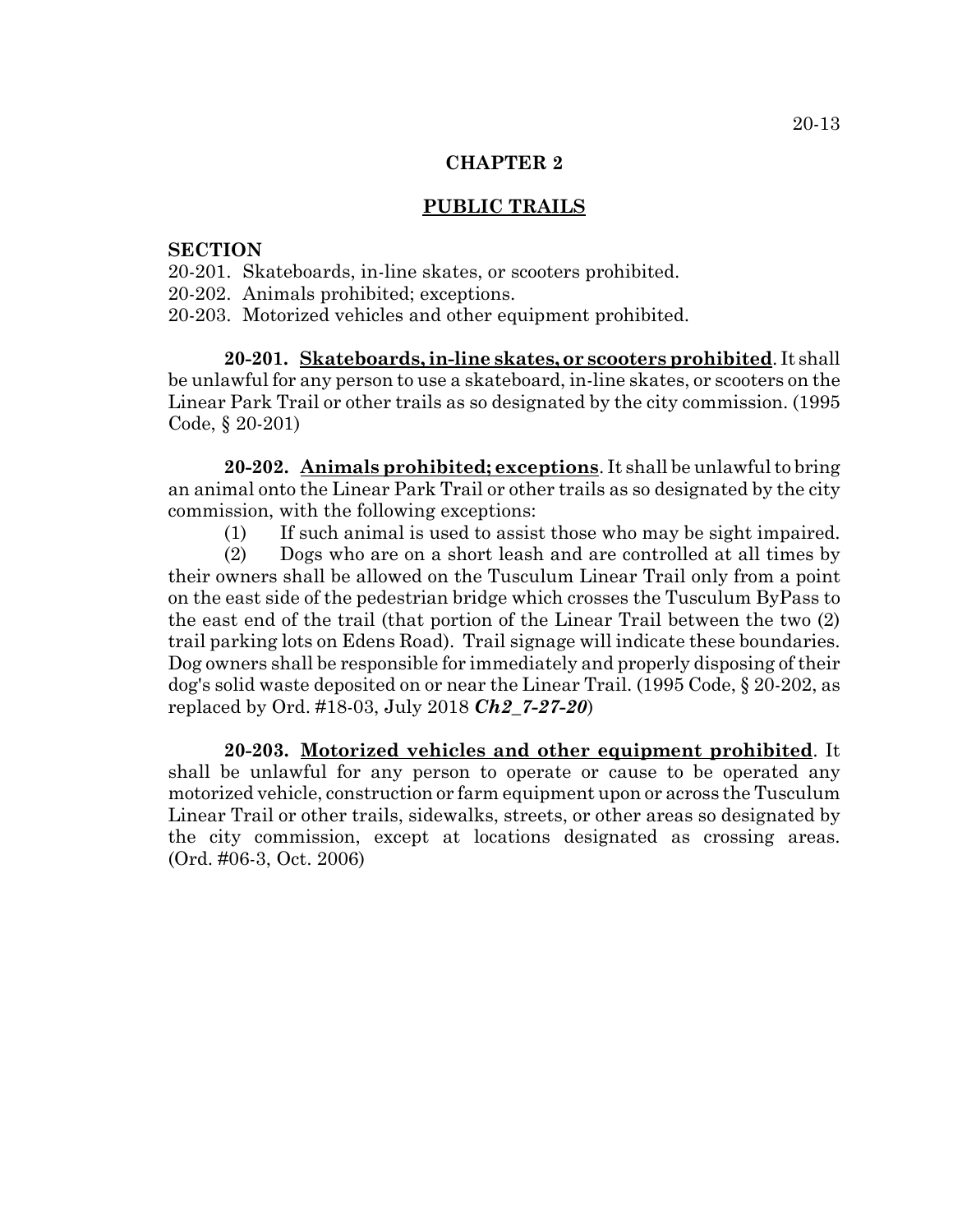# CHAPTER 2

## PUBLIC TRAILS

**SECTION**

20-201. Skateboards, in-line skates, or scooters prohibited.
20-202. Animals prohibited; exceptions.
20-203. Motorized vehicles and other equipment prohibited.

**20-201. Skateboards, in-line skates, or scooters prohibited**. It shall be unlawful for any person to use a skateboard, in-line skates, or scooters on the Linear Park Trail or other trails as so designated by the city commission. (1995 Code, § 20-201)

**20-202. Animals prohibited; exceptions**. It shall be unlawful to bring an animal onto the Linear Park Trail or other trails as so designated by the city commission, with the following exceptions:

(1) If such animal is used to assist those who may be sight impaired.

(2) Dogs who are on a short leash and are controlled at all times by their owners shall be allowed on the Tusculum Linear Trail only from a point on the east side of the pedestrian bridge which crosses the Tusculum ByPass to the east end of the trail (that portion of the Linear Trail between the two (2) trail parking lots on Edens Road). Trail signage will indicate these boundaries. Dog owners shall be responsible for immediately and properly disposing of their dog's solid waste deposited on or near the Linear Trail. (1995 Code, § 20-202, as replaced by Ord. #18-03, July 2018 ***Ch2_7-27-20***)

**20-203. Motorized vehicles and other equipment prohibited**. It shall be unlawful for any person to operate or cause to be operated any motorized vehicle, construction or farm equipment upon or across the Tusculum Linear Trail or other trails, sidewalks, streets, or other areas so designated by the city commission, except at locations designated as crossing areas. (Ord. #06-3, Oct. 2006)